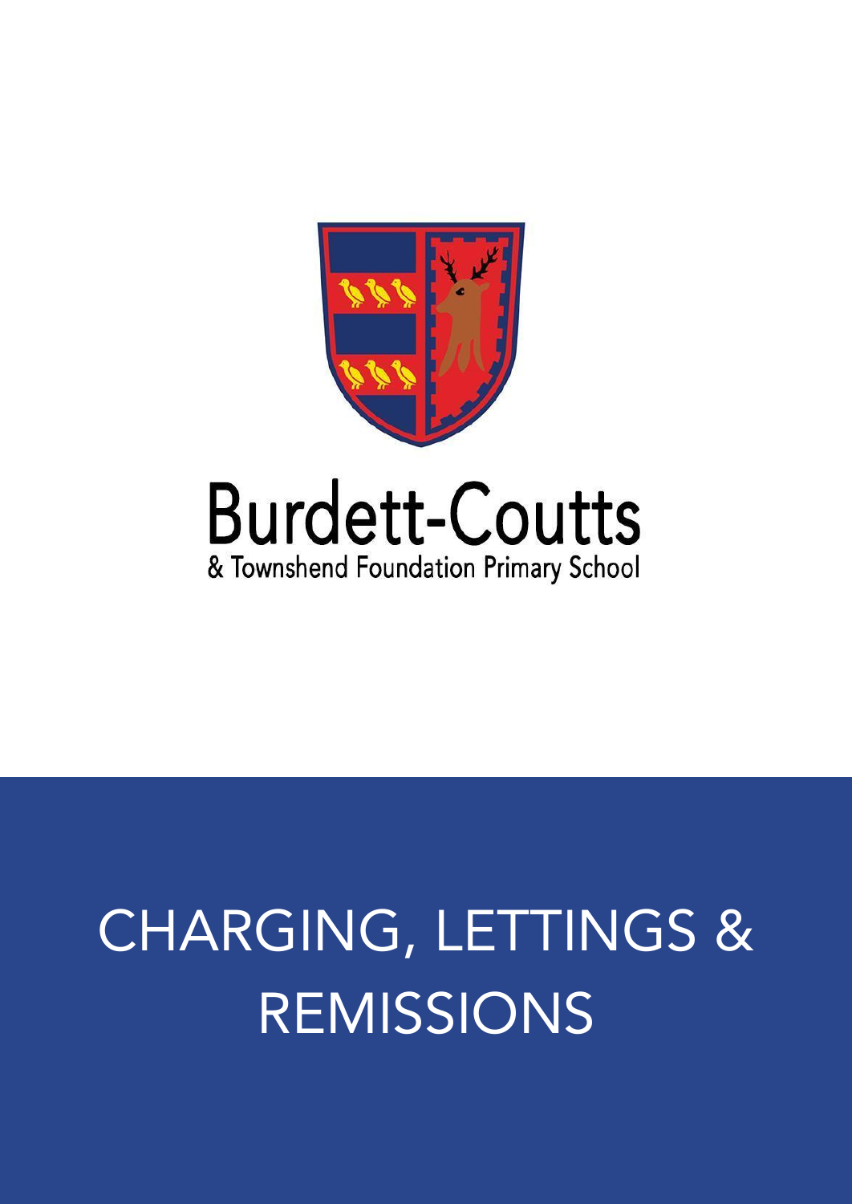Burdett-Coutts

& Townshend Foundation Primary School

# CHARGING, LETTINGS & REMISSIONS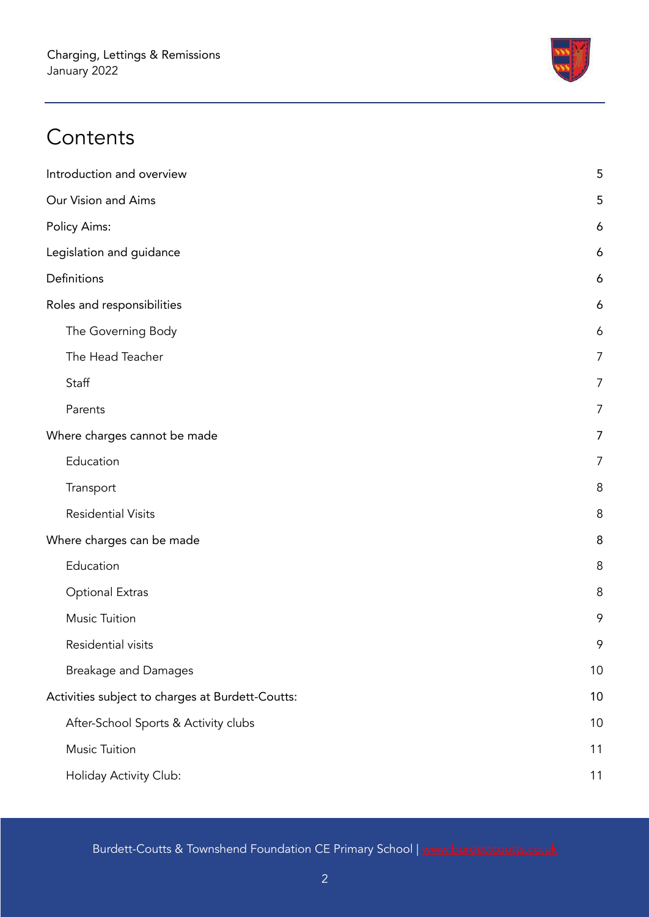# Contents

| | |
|---|---|
| Introduction and overview | 5 |
| Our Vision and Aims | 5 |
| Policy Aims: | 6 |
| Legislation and guidance | 6 |
| Definitions | 6 |
| Roles and responsibilities | 6 |
| The Governing Body | 6 |
| The Head Teacher | 7 |
| Staff | 7 |
| Parents | 7 |
| Where charges cannot be made | 7 |
| Education | 7 |
| Transport | 8 |
| Residential Visits | 8 |
| Where charges can be made | 8 |
| Education | 8 |
| Optional Extras | 8 |
| Music Tuition | 9 |
| Residential visits | 9 |
| Breakage and Damages | 10 |
| Activities subject to charges at Burdett-Coutts: | 10 |
| After-School Sports & Activity clubs | 10 |
| Music Tuition | 11 |
| Holiday Activity Club: | 11 |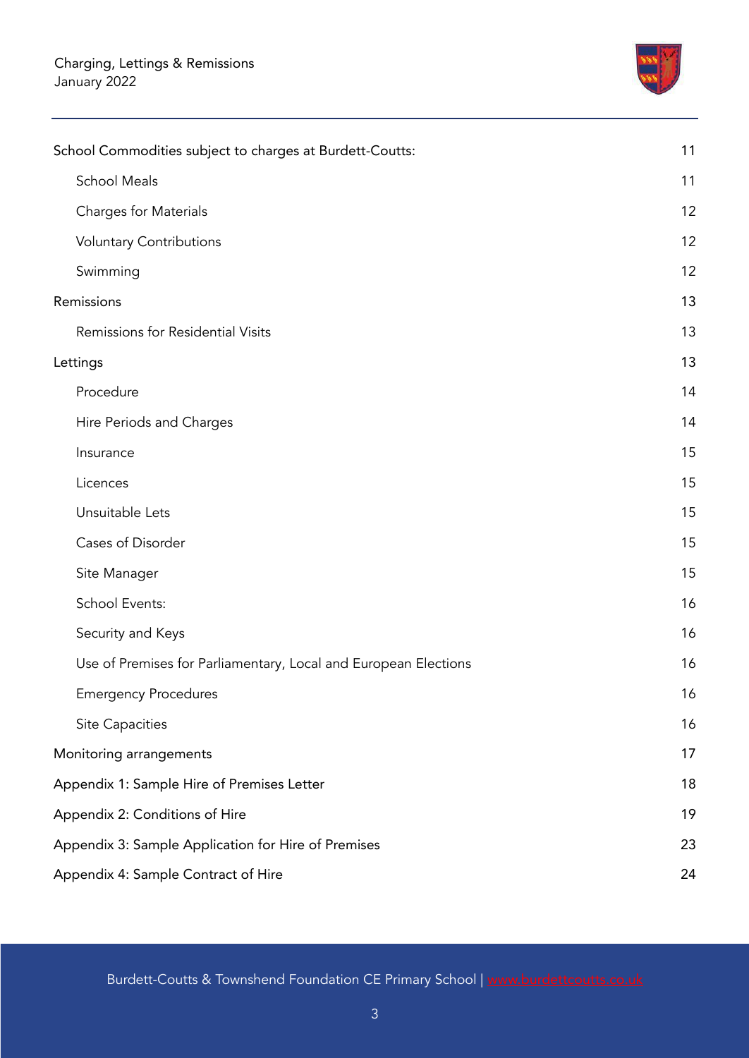| | |
|---|---|
| School Commodities subject to charges at Burdett-Coutts: | 11 |
| School Meals | 11 |
| Charges for Materials | 12 |
| Voluntary Contributions | 12 |
| Swimming | 12 |
| Remissions | 13 |
| Remissions for Residential Visits | 13 |
| Lettings | 13 |
| Procedure | 14 |
| Hire Periods and Charges | 14 |
| Insurance | 15 |
| Licences | 15 |
| Unsuitable Lets | 15 |
| Cases of Disorder | 15 |
| Site Manager | 15 |
| School Events: | 16 |
| Security and Keys | 16 |
| Use of Premises for Parliamentary, Local and European Elections | 16 |
| Emergency Procedures | 16 |
| Site Capacities | 16 |
| Monitoring arrangements | 17 |
| Appendix 1: Sample Hire of Premises Letter | 18 |
| Appendix 2: Conditions of Hire | 19 |
| Appendix 3: Sample Application for Hire of Premises | 23 |
| Appendix 4: Sample Contract of Hire | 24 |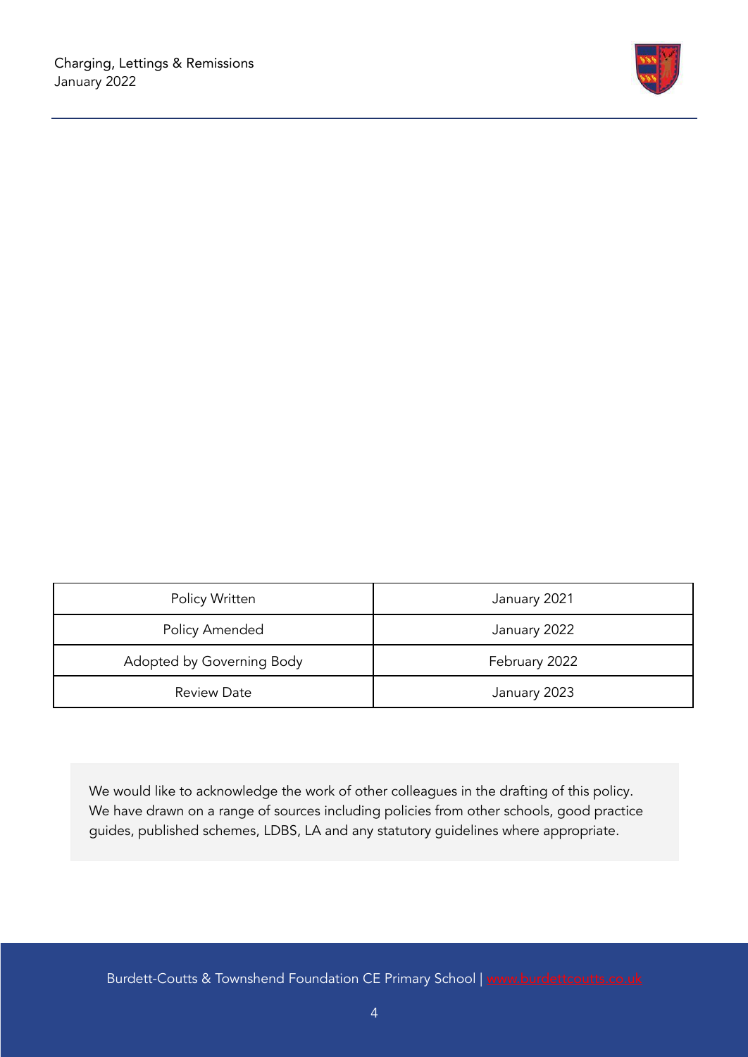| Policy Written | January 2021 |
| --- | --- |
| Policy Amended | January 2022 |
| Adopted by Governing Body | February 2022 |
| Review Date | January 2023 |

We would like to acknowledge the work of other colleagues in the drafting of this policy. We have drawn on a range of sources including policies from other schools, good practice guides, published schemes, LDBS, LA and any statutory guidelines where appropriate.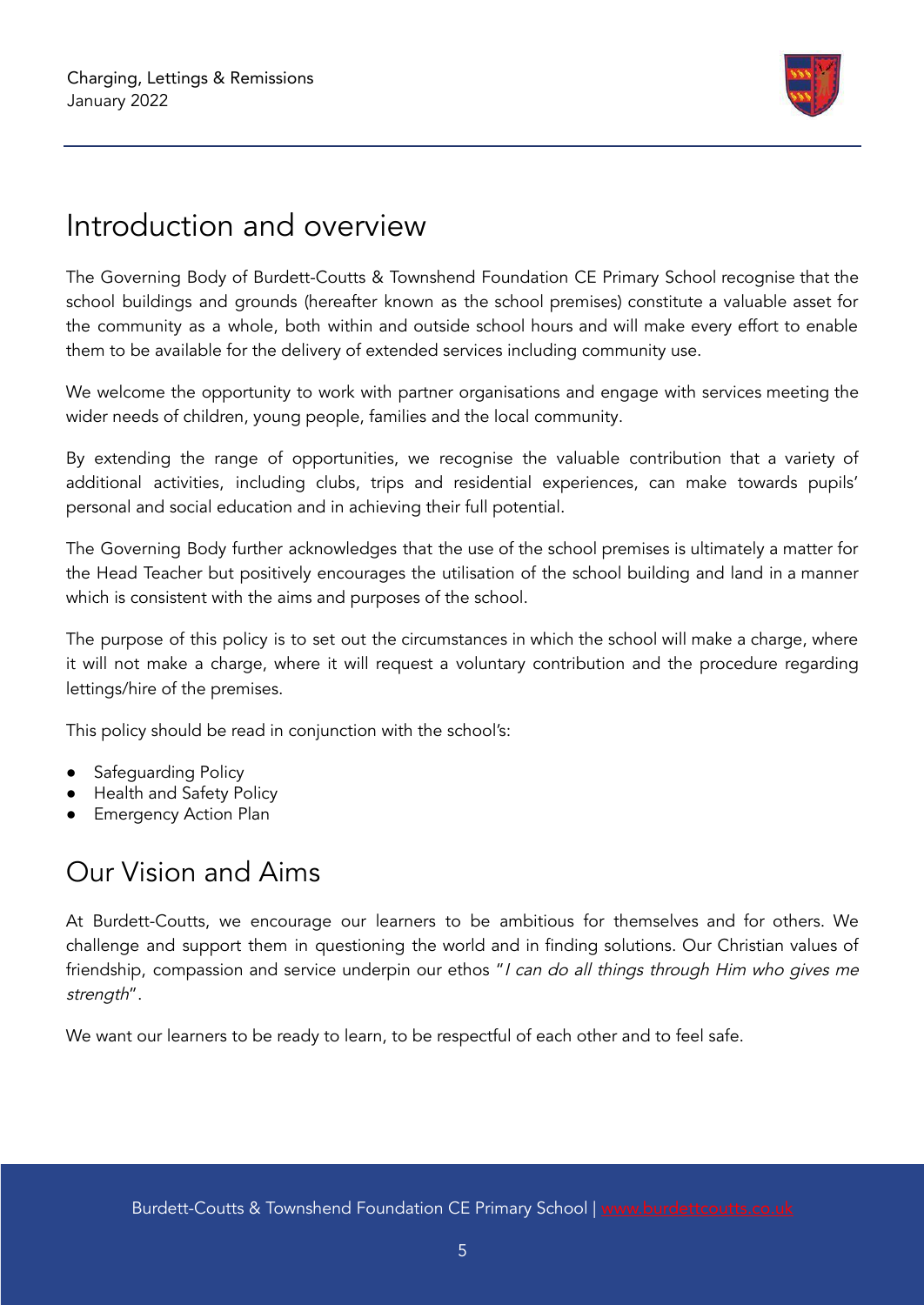# Introduction and overview

The Governing Body of Burdett-Coutts & Townshend Foundation CE Primary School recognise that the school buildings and grounds (hereafter known as the school premises) constitute a valuable asset for the community as a whole, both within and outside school hours and will make every effort to enable them to be available for the delivery of extended services including community use.

We welcome the opportunity to work with partner organisations and engage with services meeting the wider needs of children, young people, families and the local community.

By extending the range of opportunities, we recognise the valuable contribution that a variety of additional activities, including clubs, trips and residential experiences, can make towards pupils' personal and social education and in achieving their full potential.

The Governing Body further acknowledges that the use of the school premises is ultimately a matter for the Head Teacher but positively encourages the utilisation of the school building and land in a manner which is consistent with the aims and purposes of the school.

The purpose of this policy is to set out the circumstances in which the school will make a charge, where it will not make a charge, where it will request a voluntary contribution and the procedure regarding lettings/hire of the premises.

This policy should be read in conjunction with the school's:

- Safeguarding Policy
- Health and Safety Policy
- Emergency Action Plan

# Our Vision and Aims

At Burdett-Coutts, we encourage our learners to be ambitious for themselves and for others. We challenge and support them in questioning the world and in finding solutions. Our Christian values of friendship, compassion and service underpin our ethos "*I can do all things through Him who gives me strength*".

We want our learners to be ready to learn, to be respectful of each other and to feel safe.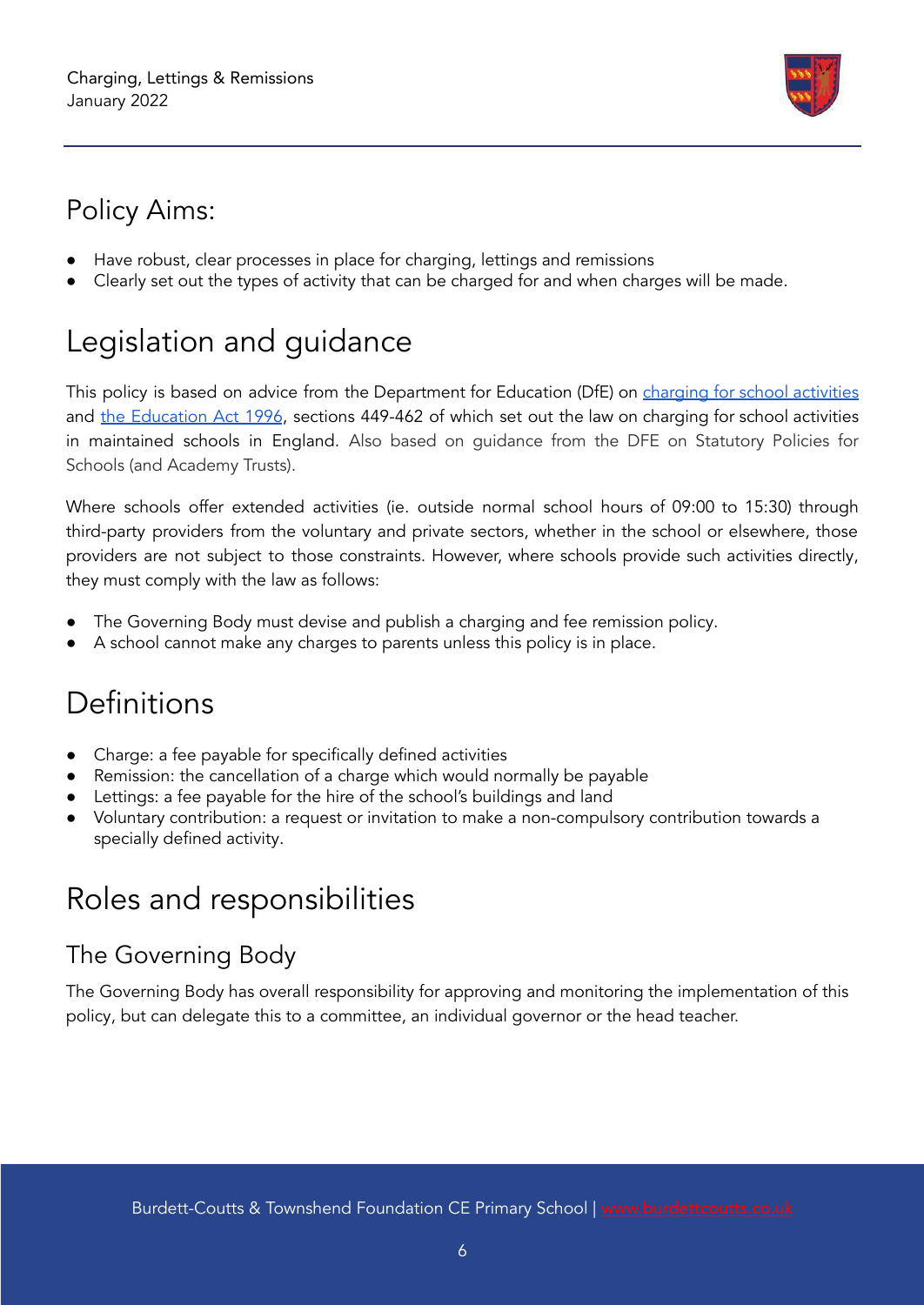# Policy Aims:

- Have robust, clear processes in place for charging, lettings and remissions
- Clearly set out the types of activity that can be charged for and when charges will be made.

# Legislation and guidance

This policy is based on advice from the Department for Education (DfE) on [charging for school activities](#) and [the Education Act 1996](#), sections 449-462 of which set out the law on charging for school activities in maintained schools in England. Also based on guidance from the DFE on Statutory Policies for Schools (and Academy Trusts).

Where schools offer extended activities (ie. outside normal school hours of 09:00 to 15:30) through third-party providers from the voluntary and private sectors, whether in the school or elsewhere, those providers are not subject to those constraints. However, where schools provide such activities directly, they must comply with the law as follows:

- The Governing Body must devise and publish a charging and fee remission policy.
- A school cannot make any charges to parents unless this policy is in place.

# Definitions

- Charge: a fee payable for specifically defined activities
- Remission: the cancellation of a charge which would normally be payable
- Lettings: a fee payable for the hire of the school's buildings and land
- Voluntary contribution: a request or invitation to make a non-compulsory contribution towards a specially defined activity.

# Roles and responsibilities

## The Governing Body

The Governing Body has overall responsibility for approving and monitoring the implementation of this policy, but can delegate this to a committee, an individual governor or the head teacher.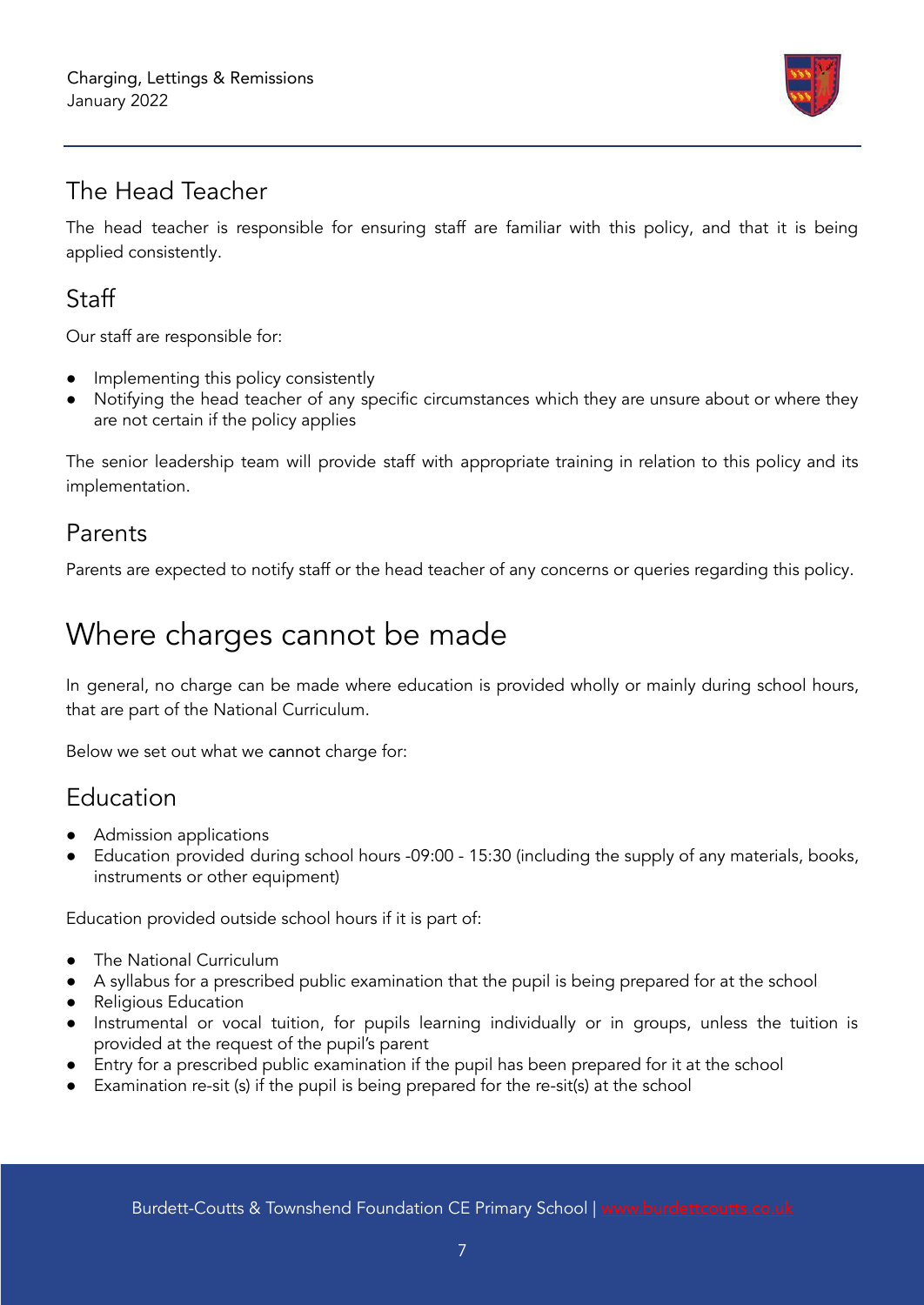## The Head Teacher

The head teacher is responsible for ensuring staff are familiar with this policy, and that it is being applied consistently.

## Staff

Our staff are responsible for:

- Implementing this policy consistently
- Notifying the head teacher of any specific circumstances which they are unsure about or where they are not certain if the policy applies

The senior leadership team will provide staff with appropriate training in relation to this policy and its implementation.

## Parents

Parents are expected to notify staff or the head teacher of any concerns or queries regarding this policy.

# Where charges cannot be made

In general, no charge can be made where education is provided wholly or mainly during school hours, that are part of the National Curriculum.

Below we set out what we cannot charge for:

## Education

- Admission applications
- Education provided during school hours -09:00 - 15:30 (including the supply of any materials, books, instruments or other equipment)

Education provided outside school hours if it is part of:

- The National Curriculum
- A syllabus for a prescribed public examination that the pupil is being prepared for at the school
- Religious Education
- Instrumental or vocal tuition, for pupils learning individually or in groups, unless the tuition is provided at the request of the pupil's parent
- Entry for a prescribed public examination if the pupil has been prepared for it at the school
- Examination re-sit (s) if the pupil is being prepared for the re-sit(s) at the school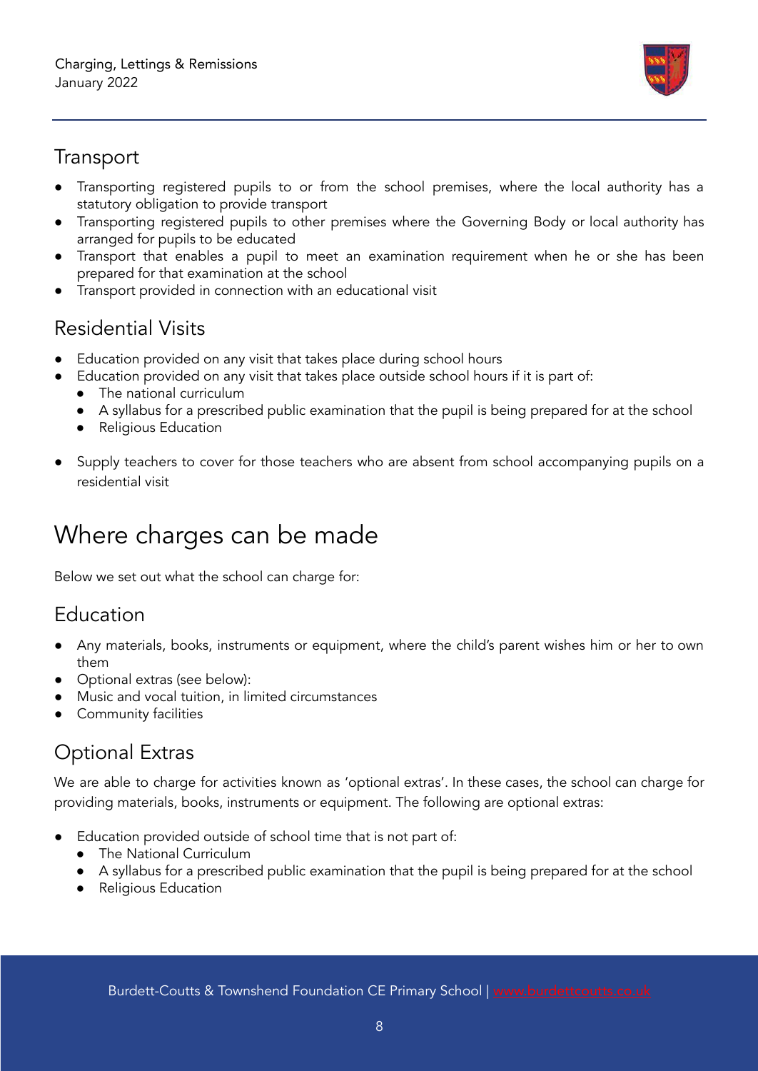## Transport

- Transporting registered pupils to or from the school premises, where the local authority has a statutory obligation to provide transport
- Transporting registered pupils to other premises where the Governing Body or local authority has arranged for pupils to be educated
- Transport that enables a pupil to meet an examination requirement when he or she has been prepared for that examination at the school
- Transport provided in connection with an educational visit

## Residential Visits

- Education provided on any visit that takes place during school hours
- Education provided on any visit that takes place outside school hours if it is part of:
  - The national curriculum
  - A syllabus for a prescribed public examination that the pupil is being prepared for at the school
  - Religious Education

- Supply teachers to cover for those teachers who are absent from school accompanying pupils on a residential visit

# Where charges can be made

Below we set out what the school can charge for:

## Education

- Any materials, books, instruments or equipment, where the child's parent wishes him or her to own them
- Optional extras (see below):
- Music and vocal tuition, in limited circumstances
- Community facilities

## Optional Extras

We are able to charge for activities known as 'optional extras'. In these cases, the school can charge for providing materials, books, instruments or equipment. The following are optional extras:

- Education provided outside of school time that is not part of:
  - The National Curriculum
  - A syllabus for a prescribed public examination that the pupil is being prepared for at the school
  - Religious Education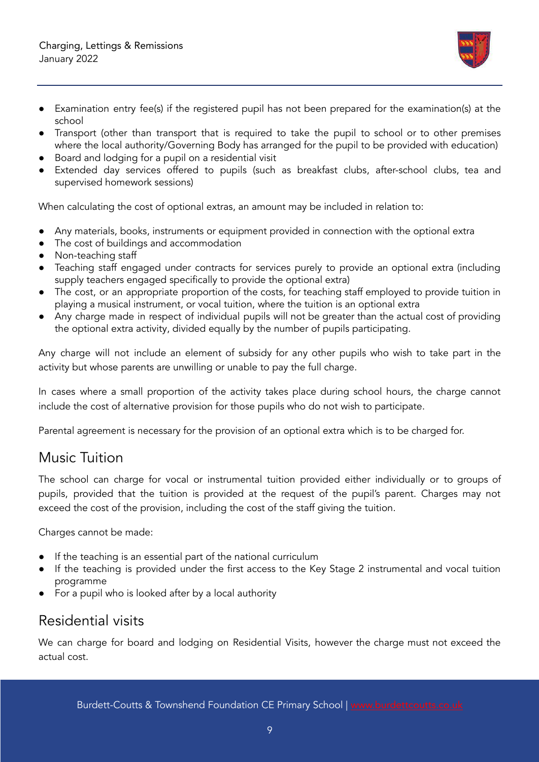- Examination entry fee(s) if the registered pupil has not been prepared for the examination(s) at the school
- Transport (other than transport that is required to take the pupil to school or to other premises where the local authority/Governing Body has arranged for the pupil to be provided with education)
- Board and lodging for a pupil on a residential visit
- Extended day services offered to pupils (such as breakfast clubs, after-school clubs, tea and supervised homework sessions)

When calculating the cost of optional extras, an amount may be included in relation to:

- Any materials, books, instruments or equipment provided in connection with the optional extra
- The cost of buildings and accommodation
- Non-teaching staff
- Teaching staff engaged under contracts for services purely to provide an optional extra (including supply teachers engaged specifically to provide the optional extra)
- The cost, or an appropriate proportion of the costs, for teaching staff employed to provide tuition in playing a musical instrument, or vocal tuition, where the tuition is an optional extra
- Any charge made in respect of individual pupils will not be greater than the actual cost of providing the optional extra activity, divided equally by the number of pupils participating.

Any charge will not include an element of subsidy for any other pupils who wish to take part in the activity but whose parents are unwilling or unable to pay the full charge.

In cases where a small proportion of the activity takes place during school hours, the charge cannot include the cost of alternative provision for those pupils who do not wish to participate.

Parental agreement is necessary for the provision of an optional extra which is to be charged for.

## Music Tuition

The school can charge for vocal or instrumental tuition provided either individually or to groups of pupils, provided that the tuition is provided at the request of the pupil's parent. Charges may not exceed the cost of the provision, including the cost of the staff giving the tuition.

Charges cannot be made:

- If the teaching is an essential part of the national curriculum
- If the teaching is provided under the first access to the Key Stage 2 instrumental and vocal tuition programme
- For a pupil who is looked after by a local authority

## Residential visits

We can charge for board and lodging on Residential Visits, however the charge must not exceed the actual cost.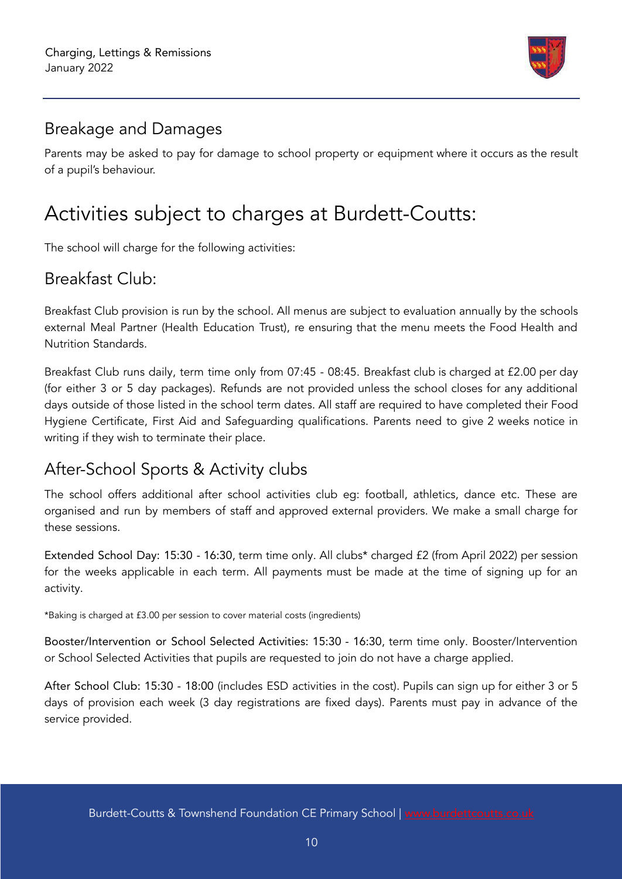## Breakage and Damages

Parents may be asked to pay for damage to school property or equipment where it occurs as the result of a pupil's behaviour.

# Activities subject to charges at Burdett-Coutts:

The school will charge for the following activities:

## Breakfast Club:

Breakfast Club provision is run by the school. All menus are subject to evaluation annually by the schools external Meal Partner (Health Education Trust), re ensuring that the menu meets the Food Health and Nutrition Standards.

Breakfast Club runs daily, term time only from 07:45 - 08:45. Breakfast club is charged at £2.00 per day (for either 3 or 5 day packages). Refunds are not provided unless the school closes for any additional days outside of those listed in the school term dates. All staff are required to have completed their Food Hygiene Certificate, First Aid and Safeguarding qualifications. Parents need to give 2 weeks notice in writing if they wish to terminate their place.

## After-School Sports & Activity clubs

The school offers additional after school activities club eg: football, athletics, dance etc. These are organised and run by members of staff and approved external providers. We make a small charge for these sessions.

Extended School Day: 15:30 - 16:30, term time only. All clubs* charged £2 (from April 2022) per session for the weeks applicable in each term. All payments must be made at the time of signing up for an activity.

*Baking is charged at £3.00 per session to cover material costs (ingredients)

Booster/Intervention or School Selected Activities: 15:30 - 16:30, term time only. Booster/Intervention or School Selected Activities that pupils are requested to join do not have a charge applied.

After School Club: 15:30 - 18:00 (includes ESD activities in the cost). Pupils can sign up for either 3 or 5 days of provision each week (3 day registrations are fixed days). Parents must pay in advance of the service provided.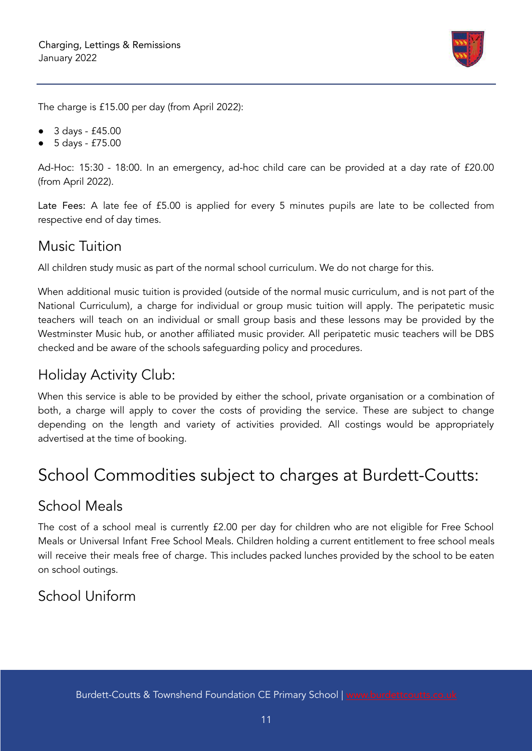The charge is £15.00 per day (from April 2022):

- 3 days - £45.00
- 5 days - £75.00

Ad-Hoc: 15:30 - 18:00. In an emergency, ad-hoc child care can be provided at a day rate of £20.00 (from April 2022).

Late Fees: A late fee of £5.00 is applied for every 5 minutes pupils are late to be collected from respective end of day times.

## Music Tuition

All children study music as part of the normal school curriculum. We do not charge for this.

When additional music tuition is provided (outside of the normal music curriculum, and is not part of the National Curriculum), a charge for individual or group music tuition will apply. The peripatetic music teachers will teach on an individual or small group basis and these lessons may be provided by the Westminster Music hub, or another affiliated music provider. All peripatetic music teachers will be DBS checked and be aware of the schools safeguarding policy and procedures.

## Holiday Activity Club:

When this service is able to be provided by either the school, private organisation or a combination of both, a charge will apply to cover the costs of providing the service. These are subject to change depending on the length and variety of activities provided. All costings would be appropriately advertised at the time of booking.

# School Commodities subject to charges at Burdett-Coutts:

## School Meals

The cost of a school meal is currently £2.00 per day for children who are not eligible for Free School Meals or Universal Infant Free School Meals. Children holding a current entitlement to free school meals will receive their meals free of charge. This includes packed lunches provided by the school to be eaten on school outings.

## School Uniform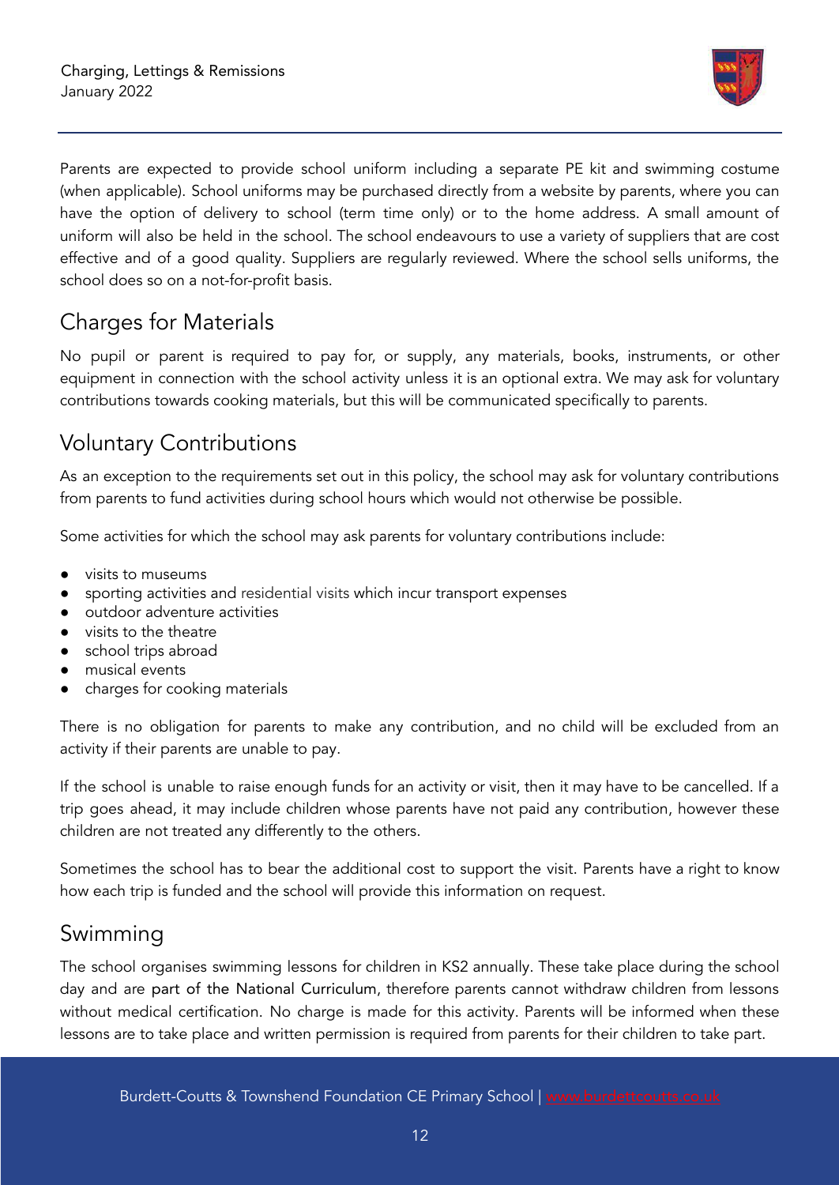Parents are expected to provide school uniform including a separate PE kit and swimming costume (when applicable). School uniforms may be purchased directly from a website by parents, where you can have the option of delivery to school (term time only) or to the home address. A small amount of uniform will also be held in the school. The school endeavours to use a variety of suppliers that are cost effective and of a good quality. Suppliers are regularly reviewed. Where the school sells uniforms, the school does so on a not-for-profit basis.

## Charges for Materials

No pupil or parent is required to pay for, or supply, any materials, books, instruments, or other equipment in connection with the school activity unless it is an optional extra. We may ask for voluntary contributions towards cooking materials, but this will be communicated specifically to parents.

## Voluntary Contributions

As an exception to the requirements set out in this policy, the school may ask for voluntary contributions from parents to fund activities during school hours which would not otherwise be possible.

Some activities for which the school may ask parents for voluntary contributions include:

- visits to museums
- sporting activities and residential visits which incur transport expenses
- outdoor adventure activities
- visits to the theatre
- school trips abroad
- musical events
- charges for cooking materials

There is no obligation for parents to make any contribution, and no child will be excluded from an activity if their parents are unable to pay.

If the school is unable to raise enough funds for an activity or visit, then it may have to be cancelled. If a trip goes ahead, it may include children whose parents have not paid any contribution, however these children are not treated any differently to the others.

Sometimes the school has to bear the additional cost to support the visit. Parents have a right to know how each trip is funded and the school will provide this information on request.

## Swimming

The school organises swimming lessons for children in KS2 annually. These take place during the school day and are part of the National Curriculum, therefore parents cannot withdraw children from lessons without medical certification. No charge is made for this activity. Parents will be informed when these lessons are to take place and written permission is required from parents for their children to take part.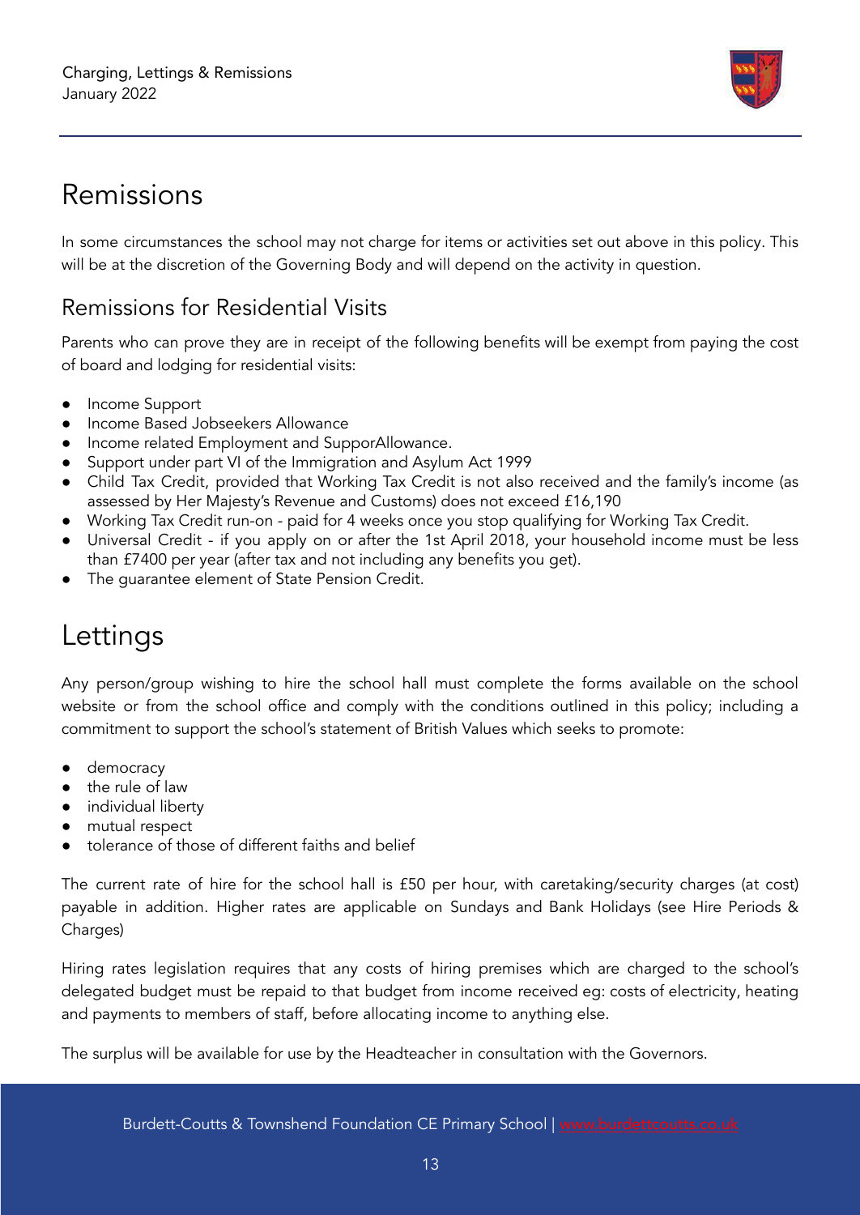# Remissions

In some circumstances the school may not charge for items or activities set out above in this policy. This will be at the discretion of the Governing Body and will depend on the activity in question.

## Remissions for Residential Visits

Parents who can prove they are in receipt of the following benefits will be exempt from paying the cost of board and lodging for residential visits:

- Income Support
- Income Based Jobseekers Allowance
- Income related Employment and SupporAllowance.
- Support under part VI of the Immigration and Asylum Act 1999
- Child Tax Credit, provided that Working Tax Credit is not also received and the family's income (as assessed by Her Majesty's Revenue and Customs) does not exceed £16,190
- Working Tax Credit run-on - paid for 4 weeks once you stop qualifying for Working Tax Credit.
- Universal Credit - if you apply on or after the 1st April 2018, your household income must be less than £7400 per year (after tax and not including any benefits you get).
- The guarantee element of State Pension Credit.

# Lettings

Any person/group wishing to hire the school hall must complete the forms available on the school website or from the school office and comply with the conditions outlined in this policy; including a commitment to support the school's statement of British Values which seeks to promote:

- democracy
- the rule of law
- individual liberty
- mutual respect
- tolerance of those of different faiths and belief

The current rate of hire for the school hall is £50 per hour, with caretaking/security charges (at cost) payable in addition. Higher rates are applicable on Sundays and Bank Holidays (see Hire Periods & Charges)

Hiring rates legislation requires that any costs of hiring premises which are charged to the school's delegated budget must be repaid to that budget from income received eg: costs of electricity, heating and payments to members of staff, before allocating income to anything else.

The surplus will be available for use by the Headteacher in consultation with the Governors.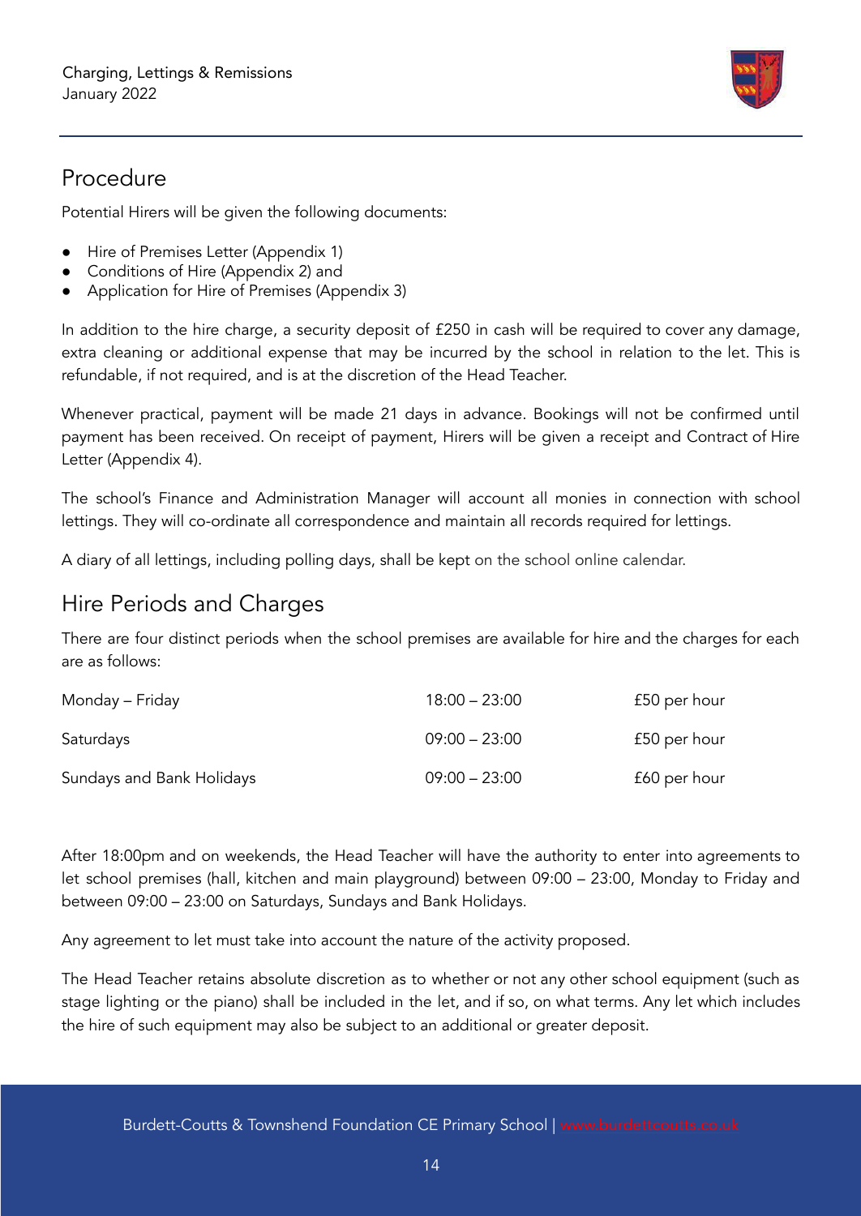## Procedure

Potential Hirers will be given the following documents:

- Hire of Premises Letter (Appendix 1)
- Conditions of Hire (Appendix 2) and
- Application for Hire of Premises (Appendix 3)

In addition to the hire charge, a security deposit of £250 in cash will be required to cover any damage, extra cleaning or additional expense that may be incurred by the school in relation to the let. This is refundable, if not required, and is at the discretion of the Head Teacher.

Whenever practical, payment will be made 21 days in advance. Bookings will not be confirmed until payment has been received. On receipt of payment, Hirers will be given a receipt and Contract of Hire Letter (Appendix 4).

The school's Finance and Administration Manager will account all monies in connection with school lettings. They will co-ordinate all correspondence and maintain all records required for lettings.

A diary of all lettings, including polling days, shall be kept on the school online calendar.

## Hire Periods and Charges

There are four distinct periods when the school premises are available for hire and the charges for each are as follows:

| | | |
|---|---|---|
| Monday – Friday | 18:00 – 23:00 | £50 per hour |
| Saturdays | 09:00 – 23:00 | £50 per hour |
| Sundays and Bank Holidays | 09:00 – 23:00 | £60 per hour |

After 18:00pm and on weekends, the Head Teacher will have the authority to enter into agreements to let school premises (hall, kitchen and main playground) between 09:00 – 23:00, Monday to Friday and between 09:00 – 23:00 on Saturdays, Sundays and Bank Holidays.

Any agreement to let must take into account the nature of the activity proposed.

The Head Teacher retains absolute discretion as to whether or not any other school equipment (such as stage lighting or the piano) shall be included in the let, and if so, on what terms. Any let which includes the hire of such equipment may also be subject to an additional or greater deposit.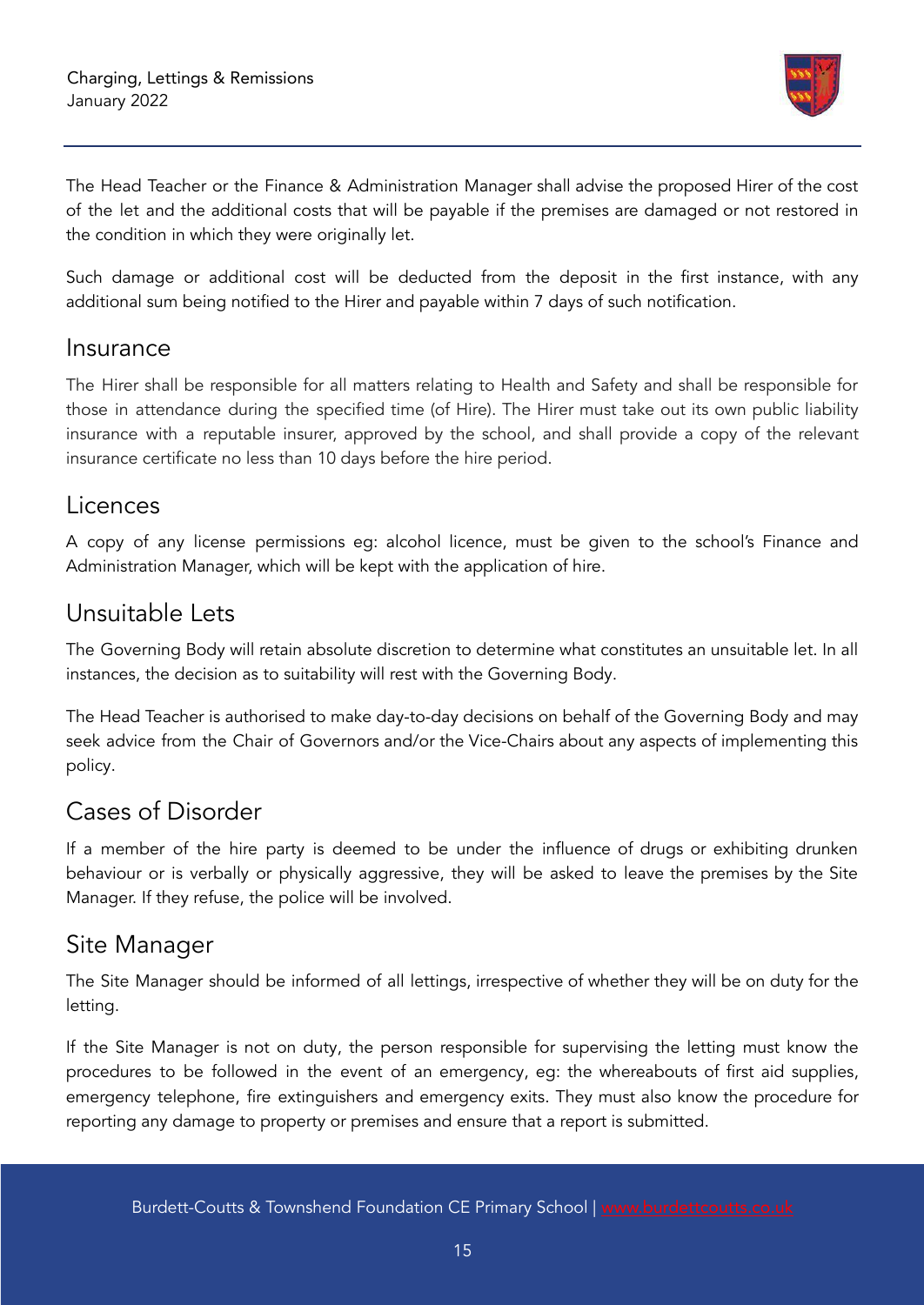The Head Teacher or the Finance & Administration Manager shall advise the proposed Hirer of the cost of the let and the additional costs that will be payable if the premises are damaged or not restored in the condition in which they were originally let.

Such damage or additional cost will be deducted from the deposit in the first instance, with any additional sum being notified to the Hirer and payable within 7 days of such notification.

## Insurance

The Hirer shall be responsible for all matters relating to Health and Safety and shall be responsible for those in attendance during the specified time (of Hire). The Hirer must take out its own public liability insurance with a reputable insurer, approved by the school, and shall provide a copy of the relevant insurance certificate no less than 10 days before the hire period.

## Licences

A copy of any license permissions eg: alcohol licence, must be given to the school's Finance and Administration Manager, which will be kept with the application of hire.

## Unsuitable Lets

The Governing Body will retain absolute discretion to determine what constitutes an unsuitable let. In all instances, the decision as to suitability will rest with the Governing Body.

The Head Teacher is authorised to make day-to-day decisions on behalf of the Governing Body and may seek advice from the Chair of Governors and/or the Vice-Chairs about any aspects of implementing this policy.

## Cases of Disorder

If a member of the hire party is deemed to be under the influence of drugs or exhibiting drunken behaviour or is verbally or physically aggressive, they will be asked to leave the premises by the Site Manager. If they refuse, the police will be involved.

## Site Manager

The Site Manager should be informed of all lettings, irrespective of whether they will be on duty for the letting.

If the Site Manager is not on duty, the person responsible for supervising the letting must know the procedures to be followed in the event of an emergency, eg: the whereabouts of first aid supplies, emergency telephone, fire extinguishers and emergency exits. They must also know the procedure for reporting any damage to property or premises and ensure that a report is submitted.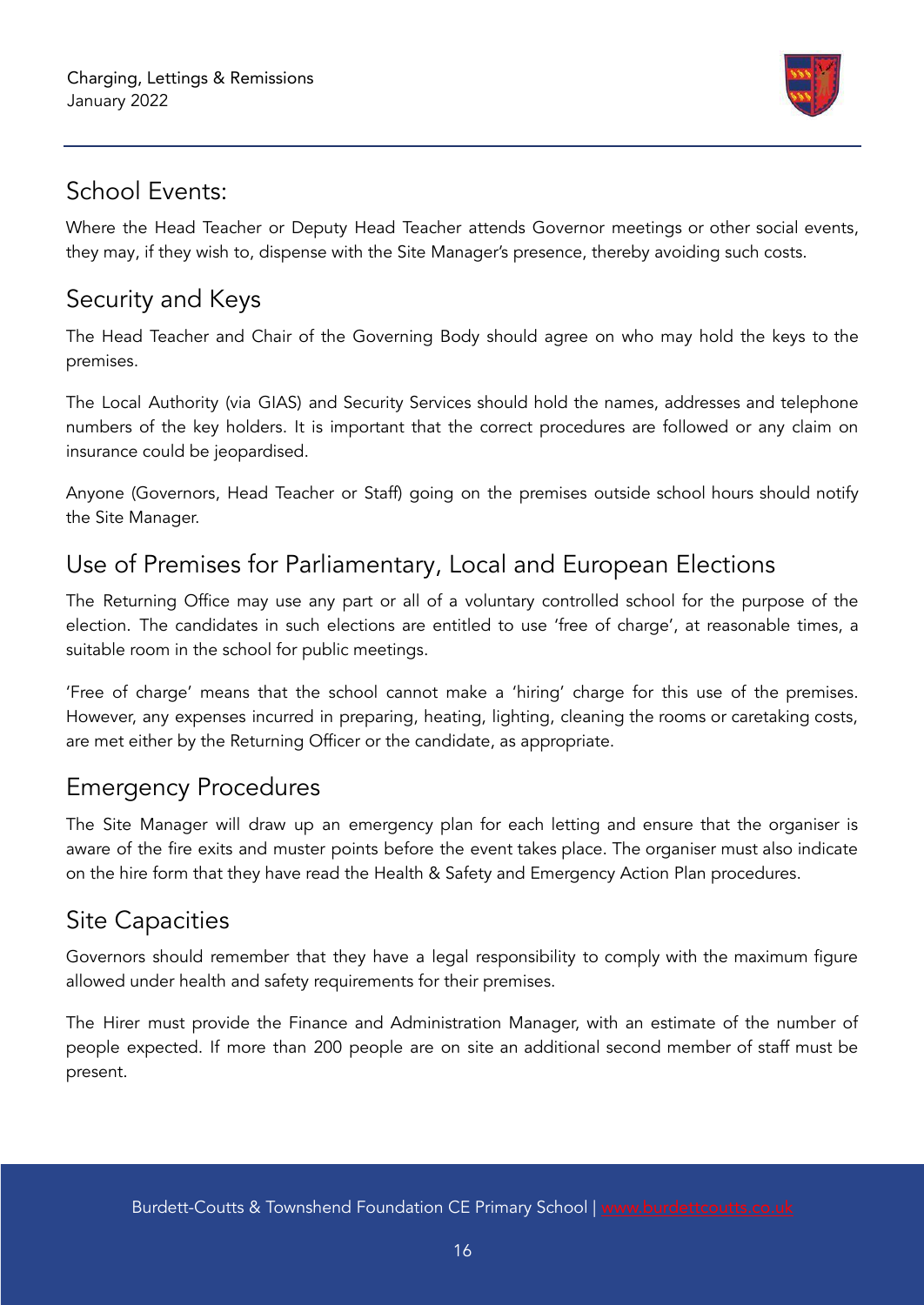## School Events:

Where the Head Teacher or Deputy Head Teacher attends Governor meetings or other social events, they may, if they wish to, dispense with the Site Manager's presence, thereby avoiding such costs.

## Security and Keys

The Head Teacher and Chair of the Governing Body should agree on who may hold the keys to the premises.

The Local Authority (via GIAS) and Security Services should hold the names, addresses and telephone numbers of the key holders. It is important that the correct procedures are followed or any claim on insurance could be jeopardised.

Anyone (Governors, Head Teacher or Staff) going on the premises outside school hours should notify the Site Manager.

## Use of Premises for Parliamentary, Local and European Elections

The Returning Office may use any part or all of a voluntary controlled school for the purpose of the election. The candidates in such elections are entitled to use 'free of charge', at reasonable times, a suitable room in the school for public meetings.

'Free of charge' means that the school cannot make a 'hiring' charge for this use of the premises. However, any expenses incurred in preparing, heating, lighting, cleaning the rooms or caretaking costs, are met either by the Returning Officer or the candidate, as appropriate.

## Emergency Procedures

The Site Manager will draw up an emergency plan for each letting and ensure that the organiser is aware of the fire exits and muster points before the event takes place. The organiser must also indicate on the hire form that they have read the Health & Safety and Emergency Action Plan procedures.

## Site Capacities

Governors should remember that they have a legal responsibility to comply with the maximum figure allowed under health and safety requirements for their premises.

The Hirer must provide the Finance and Administration Manager, with an estimate of the number of people expected. If more than 200 people are on site an additional second member of staff must be present.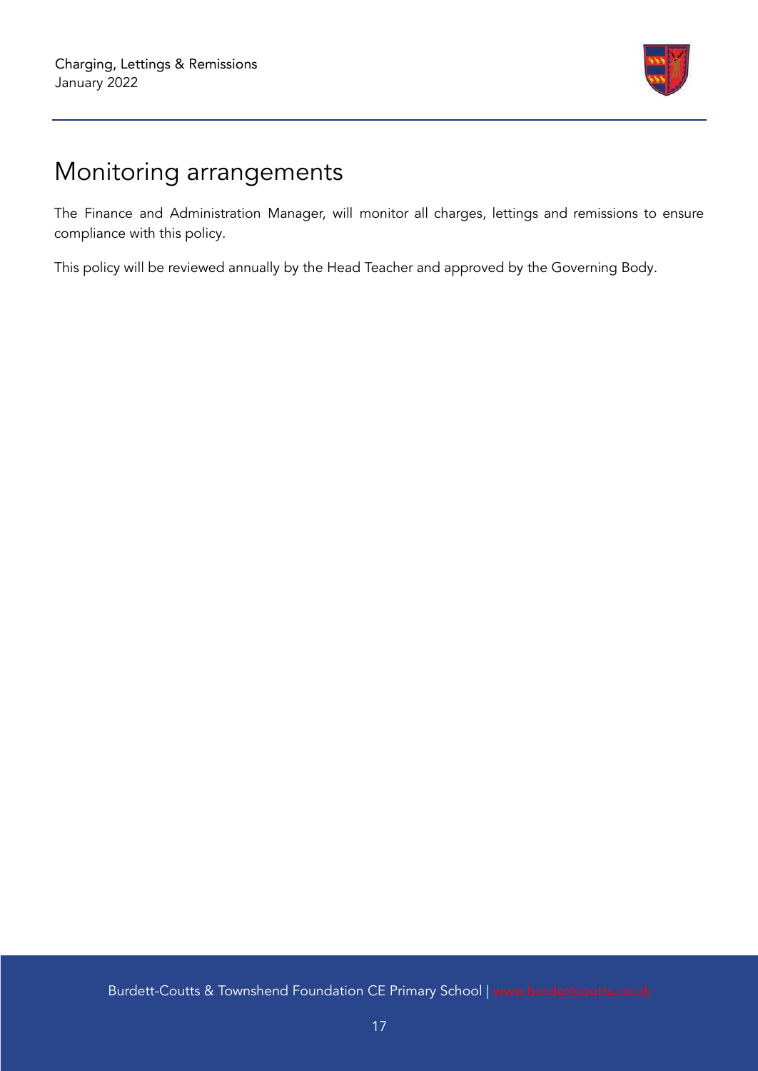# Monitoring arrangements

The Finance and Administration Manager, will monitor all charges, lettings and remissions to ensure compliance with this policy.

This policy will be reviewed annually by the Head Teacher and approved by the Governing Body.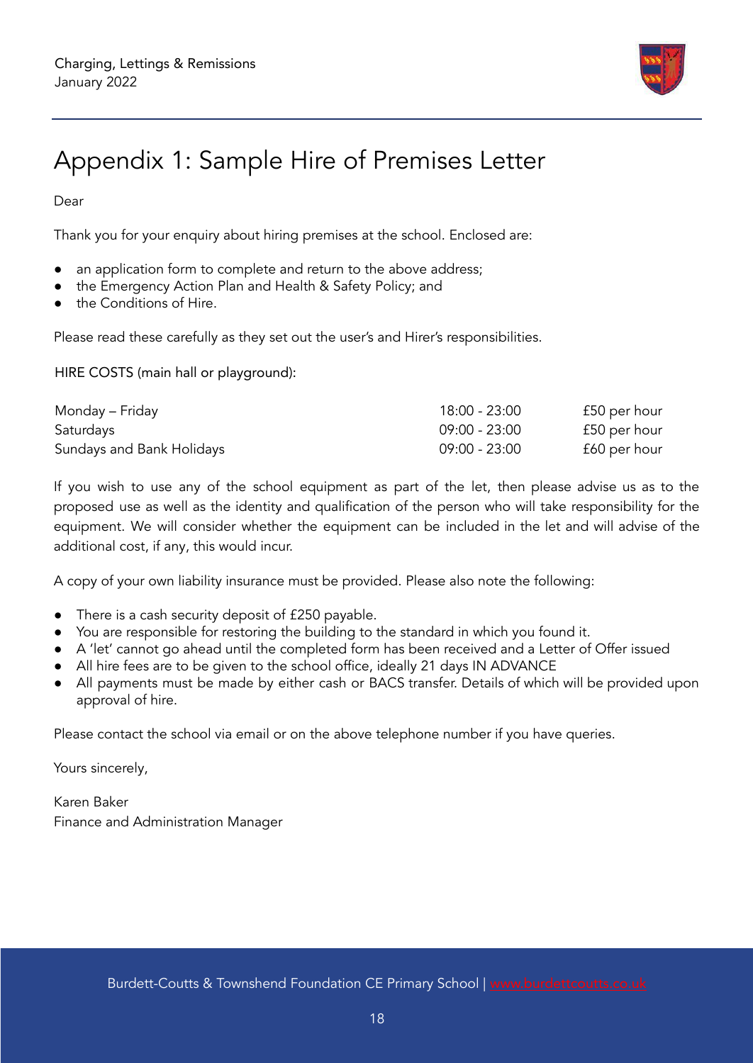# Appendix 1: Sample Hire of Premises Letter

Dear

Thank you for your enquiry about hiring premises at the school. Enclosed are:

- an application form to complete and return to the above address;
- the Emergency Action Plan and Health & Safety Policy; and
- the Conditions of Hire.

Please read these carefully as they set out the user's and Hirer's responsibilities.

HIRE COSTS (main hall or playground):

| | | |
|---|---|---|
| Monday – Friday | 18:00 - 23:00 | £50 per hour |
| Saturdays | 09:00 - 23:00 | £50 per hour |
| Sundays and Bank Holidays | 09:00 - 23:00 | £60 per hour |

If you wish to use any of the school equipment as part of the let, then please advise us as to the proposed use as well as the identity and qualification of the person who will take responsibility for the equipment. We will consider whether the equipment can be included in the let and will advise of the additional cost, if any, this would incur.

A copy of your own liability insurance must be provided. Please also note the following:

- There is a cash security deposit of £250 payable.
- You are responsible for restoring the building to the standard in which you found it.
- A 'let' cannot go ahead until the completed form has been received and a Letter of Offer issued
- All hire fees are to be given to the school office, ideally 21 days IN ADVANCE
- All payments must be made by either cash or BACS transfer. Details of which will be provided upon approval of hire.

Please contact the school via email or on the above telephone number if you have queries.

Yours sincerely,

Karen Baker
Finance and Administration Manager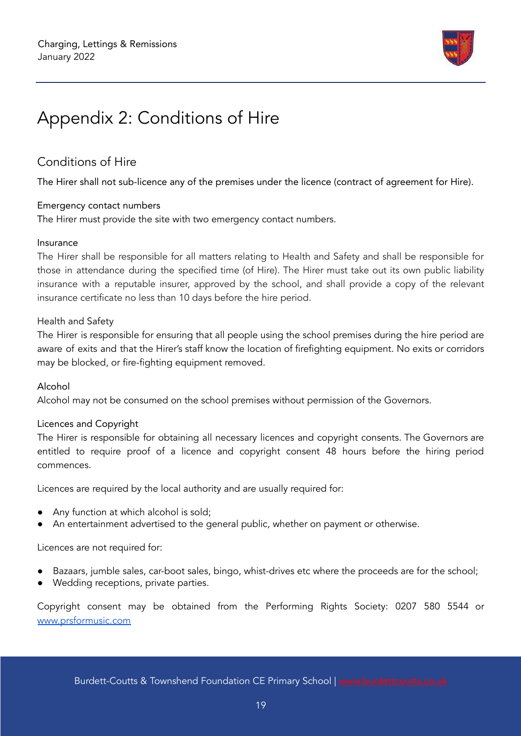# Appendix 2: Conditions of Hire

## Conditions of Hire

The Hirer shall not sub-licence any of the premises under the licence (contract of agreement for Hire).

### Emergency contact numbers

The Hirer must provide the site with two emergency contact numbers.

### Insurance

The Hirer shall be responsible for all matters relating to Health and Safety and shall be responsible for those in attendance during the specified time (of Hire). The Hirer must take out its own public liability insurance with a reputable insurer, approved by the school, and shall provide a copy of the relevant insurance certificate no less than 10 days before the hire period.

### Health and Safety

The Hirer is responsible for ensuring that all people using the school premises during the hire period are aware of exits and that the Hirer's staff know the location of firefighting equipment. No exits or corridors may be blocked, or fire-fighting equipment removed.

### Alcohol

Alcohol may not be consumed on the school premises without permission of the Governors.

### Licences and Copyright

The Hirer is responsible for obtaining all necessary licences and copyright consents. The Governors are entitled to require proof of a licence and copyright consent 48 hours before the hiring period commences.

Licences are required by the local authority and are usually required for:

- Any function at which alcohol is sold;
- An entertainment advertised to the general public, whether on payment or otherwise.

Licences are not required for:

- Bazaars, jumble sales, car-boot sales, bingo, whist-drives etc where the proceeds are for the school;
- Wedding receptions, private parties.

Copyright consent may be obtained from the Performing Rights Society: 0207 580 5544 or [www.prsformusic.com](http://www.prsformusic.com)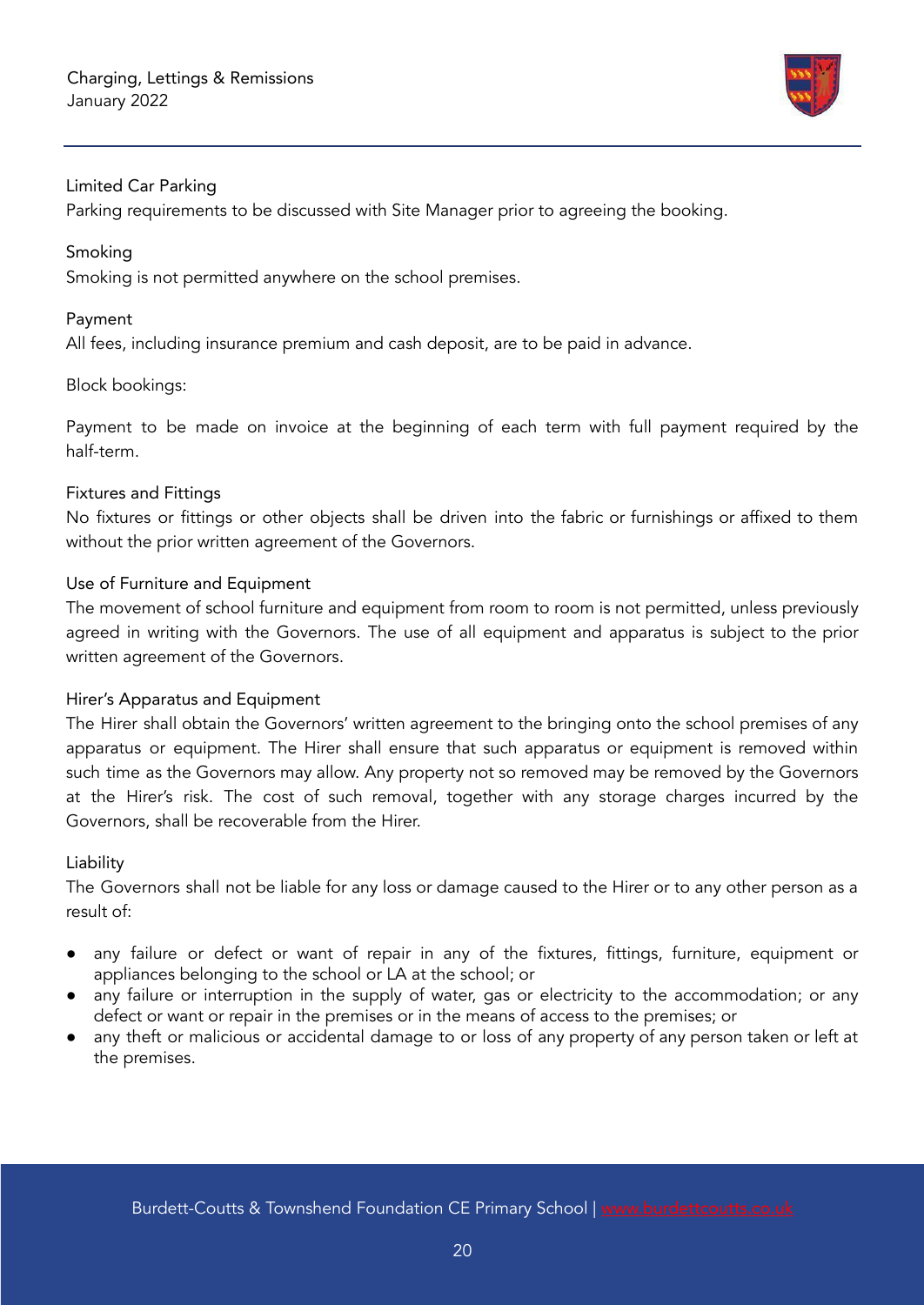Limited Car Parking

Parking requirements to be discussed with Site Manager prior to agreeing the booking.

Smoking

Smoking is not permitted anywhere on the school premises.

Payment

All fees, including insurance premium and cash deposit, are to be paid in advance.

Block bookings:

Payment to be made on invoice at the beginning of each term with full payment required by the half-term.

Fixtures and Fittings

No fixtures or fittings or other objects shall be driven into the fabric or furnishings or affixed to them without the prior written agreement of the Governors.

Use of Furniture and Equipment

The movement of school furniture and equipment from room to room is not permitted, unless previously agreed in writing with the Governors. The use of all equipment and apparatus is subject to the prior written agreement of the Governors.

Hirer's Apparatus and Equipment

The Hirer shall obtain the Governors' written agreement to the bringing onto the school premises of any apparatus or equipment. The Hirer shall ensure that such apparatus or equipment is removed within such time as the Governors may allow. Any property not so removed may be removed by the Governors at the Hirer's risk. The cost of such removal, together with any storage charges incurred by the Governors, shall be recoverable from the Hirer.

Liability

The Governors shall not be liable for any loss or damage caused to the Hirer or to any other person as a result of:

- any failure or defect or want of repair in any of the fixtures, fittings, furniture, equipment or appliances belonging to the school or LA at the school; or
- any failure or interruption in the supply of water, gas or electricity to the accommodation; or any defect or want or repair in the premises or in the means of access to the premises; or
- any theft or malicious or accidental damage to or loss of any property of any person taken or left at the premises.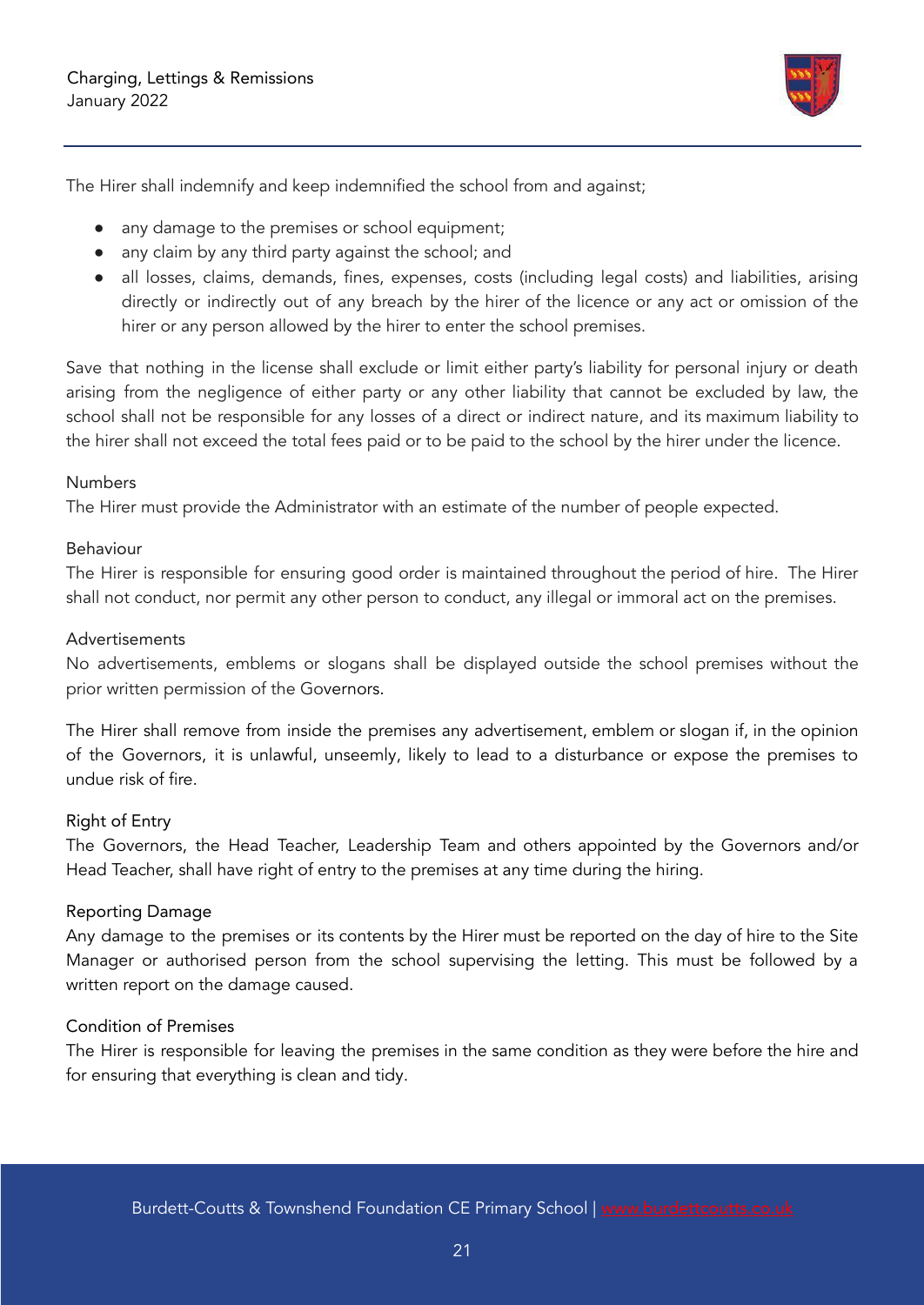The Hirer shall indemnify and keep indemnified the school from and against;

- any damage to the premises or school equipment;
- any claim by any third party against the school; and
- all losses, claims, demands, fines, expenses, costs (including legal costs) and liabilities, arising directly or indirectly out of any breach by the hirer of the licence or any act or omission of the hirer or any person allowed by the hirer to enter the school premises.

Save that nothing in the license shall exclude or limit either party's liability for personal injury or death arising from the negligence of either party or any other liability that cannot be excluded by law, the school shall not be responsible for any losses of a direct or indirect nature, and its maximum liability to the hirer shall not exceed the total fees paid or to be paid to the school by the hirer under the licence.

### Numbers

The Hirer must provide the Administrator with an estimate of the number of people expected.

### Behaviour

The Hirer is responsible for ensuring good order is maintained throughout the period of hire. The Hirer shall not conduct, nor permit any other person to conduct, any illegal or immoral act on the premises.

### Advertisements

No advertisements, emblems or slogans shall be displayed outside the school premises without the prior written permission of the Governors.

The Hirer shall remove from inside the premises any advertisement, emblem or slogan if, in the opinion of the Governors, it is unlawful, unseemly, likely to lead to a disturbance or expose the premises to undue risk of fire.

### Right of Entry

The Governors, the Head Teacher, Leadership Team and others appointed by the Governors and/or Head Teacher, shall have right of entry to the premises at any time during the hiring.

### Reporting Damage

Any damage to the premises or its contents by the Hirer must be reported on the day of hire to the Site Manager or authorised person from the school supervising the letting. This must be followed by a written report on the damage caused.

### Condition of Premises

The Hirer is responsible for leaving the premises in the same condition as they were before the hire and for ensuring that everything is clean and tidy.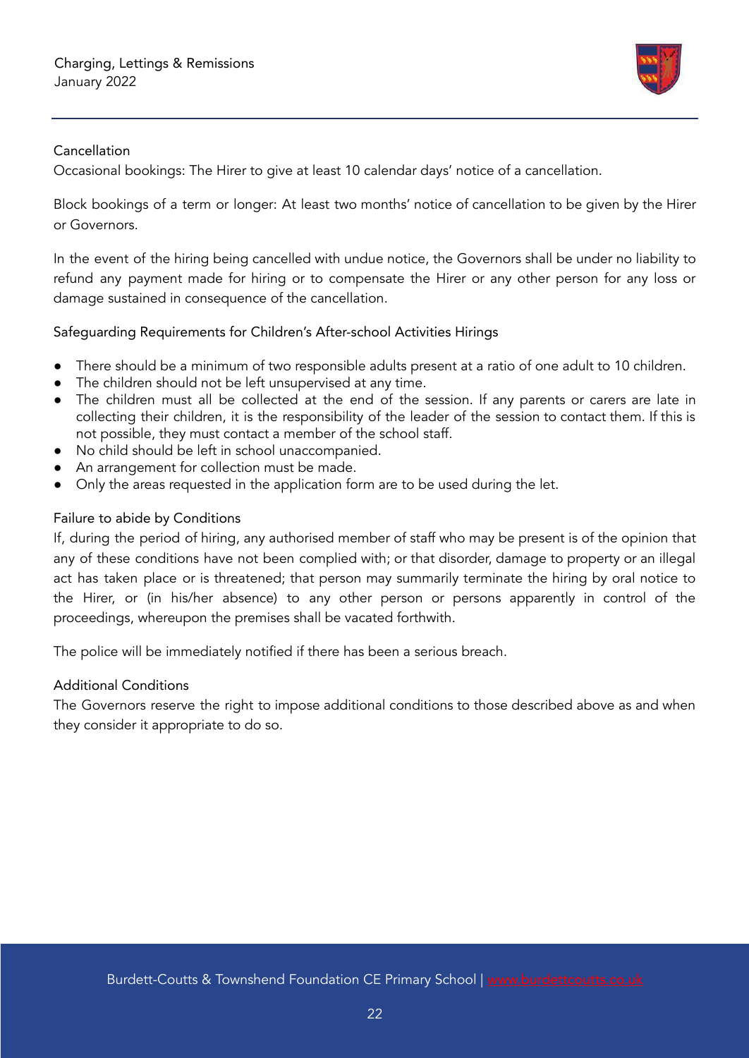### Cancellation

Occasional bookings: The Hirer to give at least 10 calendar days' notice of a cancellation.

Block bookings of a term or longer: At least two months' notice of cancellation to be given by the Hirer or Governors.

In the event of the hiring being cancelled with undue notice, the Governors shall be under no liability to refund any payment made for hiring or to compensate the Hirer or any other person for any loss or damage sustained in consequence of the cancellation.

### Safeguarding Requirements for Children's After-school Activities Hirings

- There should be a minimum of two responsible adults present at a ratio of one adult to 10 children.
- The children should not be left unsupervised at any time.
- The children must all be collected at the end of the session. If any parents or carers are late in collecting their children, it is the responsibility of the leader of the session to contact them. If this is not possible, they must contact a member of the school staff.
- No child should be left in school unaccompanied.
- An arrangement for collection must be made.
- Only the areas requested in the application form are to be used during the let.

### Failure to abide by Conditions

If, during the period of hiring, any authorised member of staff who may be present is of the opinion that any of these conditions have not been complied with; or that disorder, damage to property or an illegal act has taken place or is threatened; that person may summarily terminate the hiring by oral notice to the Hirer, or (in his/her absence) to any other person or persons apparently in control of the proceedings, whereupon the premises shall be vacated forthwith.

The police will be immediately notified if there has been a serious breach.

### Additional Conditions

The Governors reserve the right to impose additional conditions to those described above as and when they consider it appropriate to do so.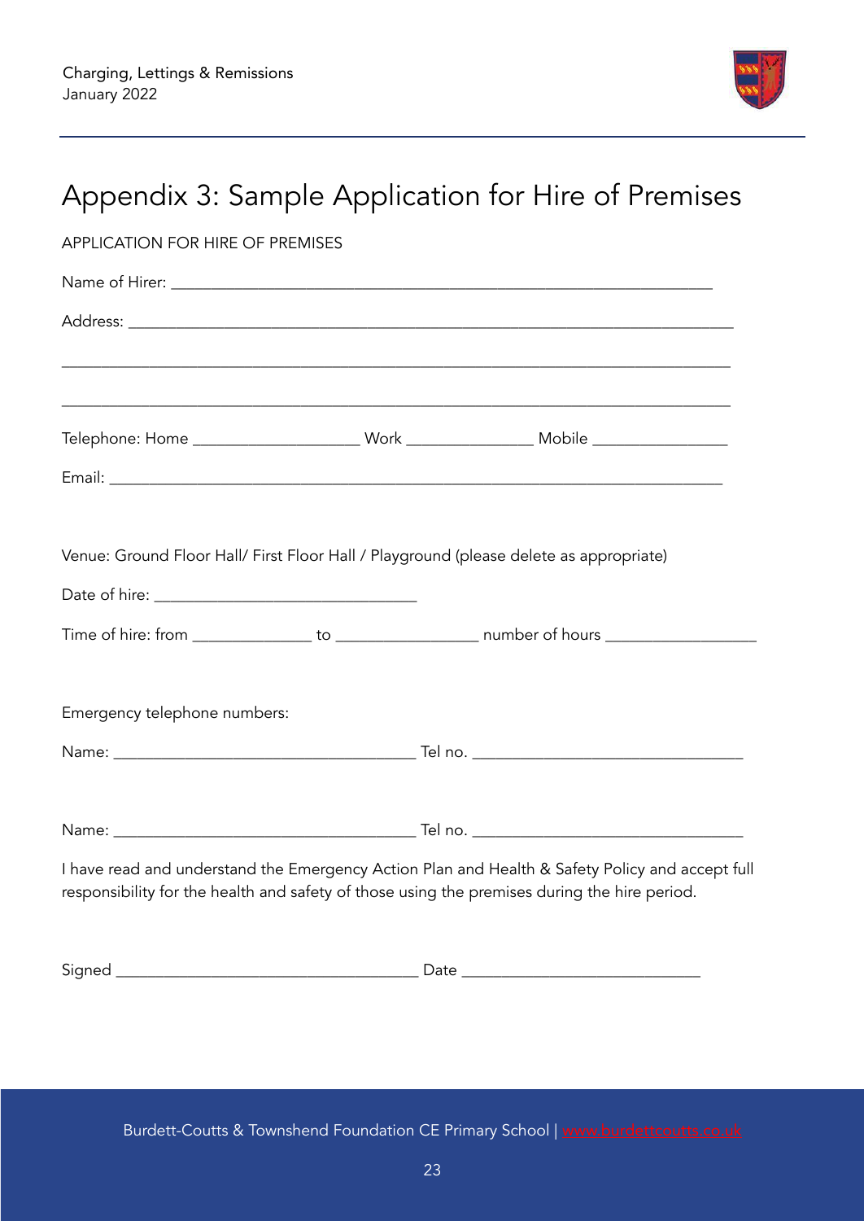# Appendix 3: Sample Application for Hire of Premises

APPLICATION FOR HIRE OF PREMISES

Name of Hirer: ___________________________________________________________

Address: _______________________________________________________________

_______________________________________________________________________

_______________________________________________________________________

Telephone: Home ____________________ Work _______________ Mobile ________________

Email: __________________________________________________________________

Venue: Ground Floor Hall/ First Floor Hall / Playground (please delete as appropriate)

Date of hire: ________________________________

Time of hire: from ______________ to _________________ number of hours __________________

Emergency telephone numbers:

Name: _____________________________________ Tel no. _________________________________

Name: _____________________________________ Tel no. _________________________________

I have read and understand the Emergency Action Plan and Health & Safety Policy and accept full responsibility for the health and safety of those using the premises during the hire period.

Signed _____________________________________ Date _____________________________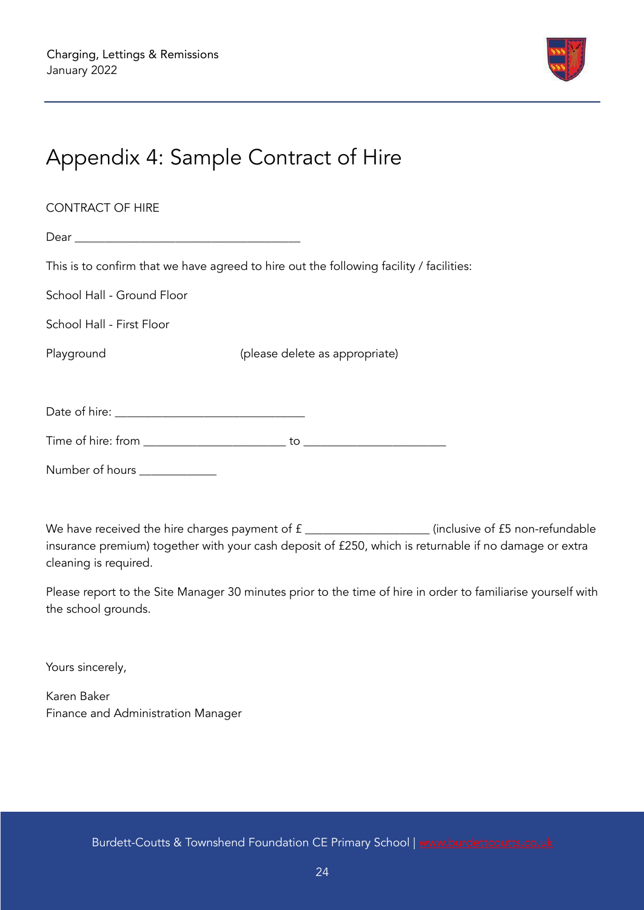# Appendix 4: Sample Contract of Hire

CONTRACT OF HIRE

Dear ______________________________________

This is to confirm that we have agreed to hire out the following facility / facilities:

School Hall - Ground Floor

School Hall - First Floor

Playground (please delete as appropriate)

Date of hire: ________________________________

Time of hire: from ________________________ to ________________________

Number of hours _____________

We have received the hire charges payment of £ _____________________ (inclusive of £5 non-refundable insurance premium) together with your cash deposit of £250, which is returnable if no damage or extra cleaning is required.

Please report to the Site Manager 30 minutes prior to the time of hire in order to familiarise yourself with the school grounds.

Yours sincerely,

Karen Baker
Finance and Administration Manager